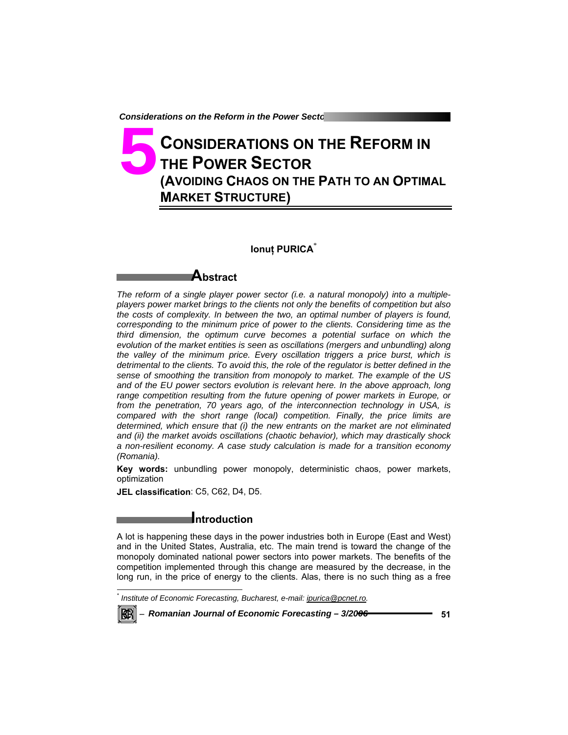# 5 CONSIDERATIONS ON THE REFORM IN THE POWER SECTOR (AVOIDING CHAOS ON THE PATH TO AN OPTIMAL MARKET STRUCTURE)

**Ionuț PURICA**[*]

## Abstract

*The reform of a single player power sector (i.e. a natural monopoly) into a multiple-players power market brings to the clients not only the benefits of competition but also the costs of complexity. In between the two, an optimal number of players is found, corresponding to the minimum price of power to the clients. Considering time as the third dimension, the optimum curve becomes a potential surface on which the evolution of the market entities is seen as oscillations (mergers and unbundling) along the valley of the minimum price. Every oscillation triggers a price burst, which is detrimental to the clients. To avoid this, the role of the regulator is better defined in the sense of smoothing the transition from monopoly to market. The example of the US and of the EU power sectors evolution is relevant here. In the above approach, long range competition resulting from the future opening of power markets in Europe, or from the penetration, 70 years ago, of the interconnection technology in USA, is compared with the short range (local) competition. Finally, the price limits are determined, which ensure that (i) the new entrants on the market are not eliminated and (ii) the market avoids oscillations (chaotic behavior), which may drastically shock a non-resilient economy. A case study calculation is made for a transition economy (Romania).*

**Key words:** unbundling power monopoly, deterministic chaos, power markets, optimization

**JEL classification**: C5, C62, D4, D5.

## Introduction

A lot is happening these days in the power industries both in Europe (East and West) and in the United States, Australia, etc. The main trend is toward the change of the monopoly dominated national power sectors into power markets. The benefits of the competition implemented through this change are measured by the decrease, in the long run, in the price of energy to the clients. Alas, there is no such thing as a free

[*] *Institute of Economic Forecasting, Bucharest, e-mail: ipurica@pcnet.ro.*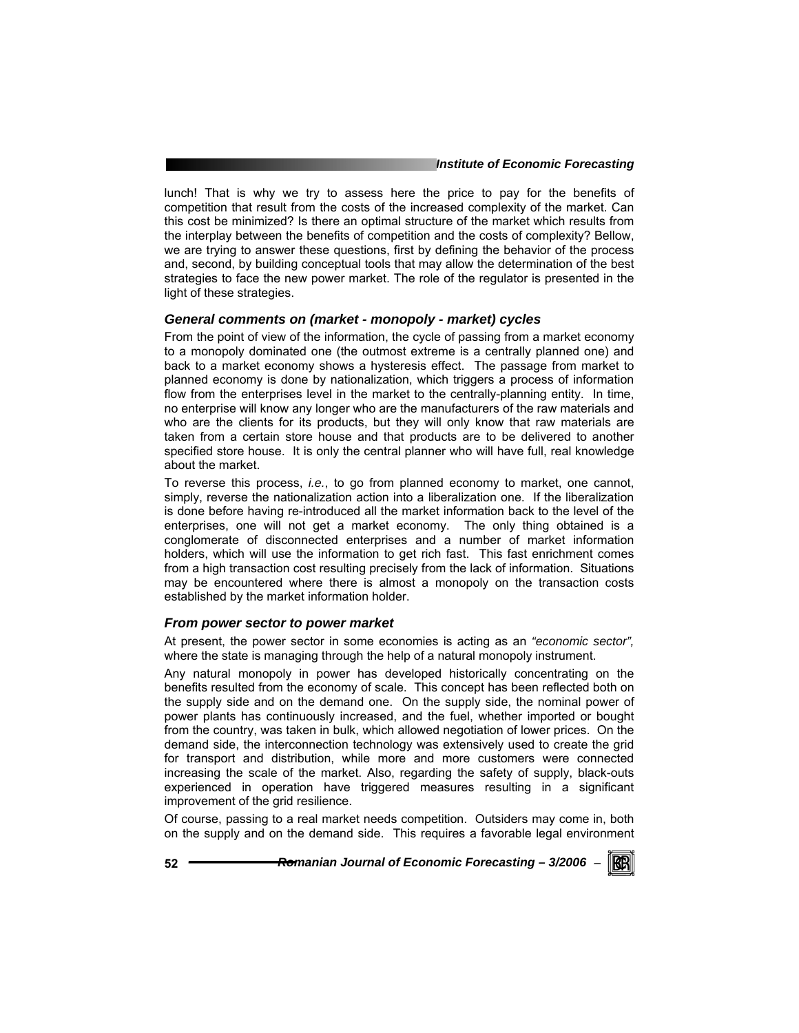lunch! That is why we try to assess here the price to pay for the benefits of competition that result from the costs of the increased complexity of the market. Can this cost be minimized? Is there an optimal structure of the market which results from the interplay between the benefits of competition and the costs of complexity? Bellow, we are trying to answer these questions, first by defining the behavior of the process and, second, by building conceptual tools that may allow the determination of the best strategies to face the new power market. The role of the regulator is presented in the light of these strategies.

### *General comments on (market - monopoly - market) cycles*

From the point of view of the information, the cycle of passing from a market economy to a monopoly dominated one (the outmost extreme is a centrally planned one) and back to a market economy shows a hysteresis effect. The passage from market to planned economy is done by nationalization, which triggers a process of information flow from the enterprises level in the market to the centrally-planning entity. In time, no enterprise will know any longer who are the manufacturers of the raw materials and who are the clients for its products, but they will only know that raw materials are taken from a certain store house and that products are to be delivered to another specified store house. It is only the central planner who will have full, real knowledge about the market.

To reverse this process, *i.e.*, to go from planned economy to market, one cannot, simply, reverse the nationalization action into a liberalization one. If the liberalization is done before having re-introduced all the market information back to the level of the enterprises, one will not get a market economy. The only thing obtained is a conglomerate of disconnected enterprises and a number of market information holders, which will use the information to get rich fast. This fast enrichment comes from a high transaction cost resulting precisely from the lack of information. Situations may be encountered where there is almost a monopoly on the transaction costs established by the market information holder.

### *From power sector to power market*

At present, the power sector in some economies is acting as an *"economic sector",* where the state is managing through the help of a natural monopoly instrument.

Any natural monopoly in power has developed historically concentrating on the benefits resulted from the economy of scale. This concept has been reflected both on the supply side and on the demand one. On the supply side, the nominal power of power plants has continuously increased, and the fuel, whether imported or bought from the country, was taken in bulk, which allowed negotiation of lower prices. On the demand side, the interconnection technology was extensively used to create the grid for transport and distribution, while more and more customers were connected increasing the scale of the market. Also, regarding the safety of supply, black-outs experienced in operation have triggered measures resulting in a significant improvement of the grid resilience.

Of course, passing to a real market needs competition. Outsiders may come in, both on the supply and on the demand side. This requires a favorable legal environment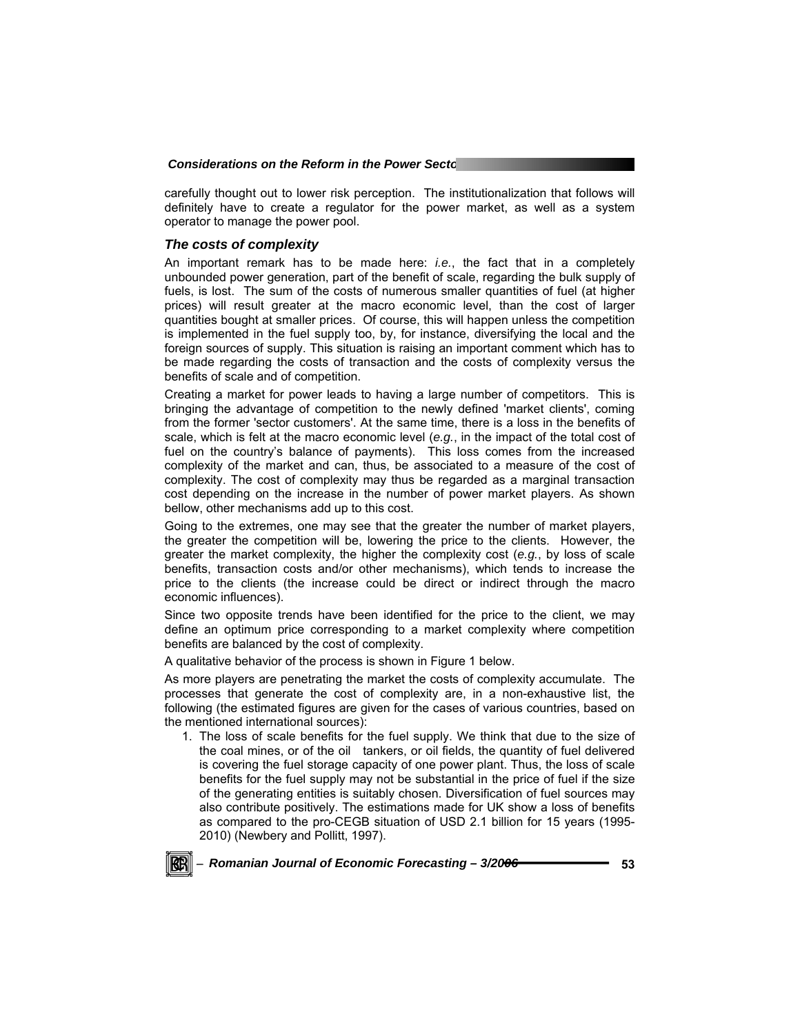carefully thought out to lower risk perception. The institutionalization that follows will definitely have to create a regulator for the power market, as well as a system operator to manage the power pool.

### *The costs of complexity*

An important remark has to be made here: *i.e.*, the fact that in a completely unbounded power generation, part of the benefit of scale, regarding the bulk supply of fuels, is lost. The sum of the costs of numerous smaller quantities of fuel (at higher prices) will result greater at the macro economic level, than the cost of larger quantities bought at smaller prices. Of course, this will happen unless the competition is implemented in the fuel supply too, by, for instance, diversifying the local and the foreign sources of supply. This situation is raising an important comment which has to be made regarding the costs of transaction and the costs of complexity versus the benefits of scale and of competition.

Creating a market for power leads to having a large number of competitors. This is bringing the advantage of competition to the newly defined 'market clients', coming from the former 'sector customers'. At the same time, there is a loss in the benefits of scale, which is felt at the macro economic level (*e.g.*, in the impact of the total cost of fuel on the country's balance of payments). This loss comes from the increased complexity of the market and can, thus, be associated to a measure of the cost of complexity. The cost of complexity may thus be regarded as a marginal transaction cost depending on the increase in the number of power market players. As shown bellow, other mechanisms add up to this cost.

Going to the extremes, one may see that the greater the number of market players, the greater the competition will be, lowering the price to the clients. However, the greater the market complexity, the higher the complexity cost (*e.g.*, by loss of scale benefits, transaction costs and/or other mechanisms), which tends to increase the price to the clients (the increase could be direct or indirect through the macro economic influences).

Since two opposite trends have been identified for the price to the client, we may define an optimum price corresponding to a market complexity where competition benefits are balanced by the cost of complexity.

A qualitative behavior of the process is shown in Figure 1 below.

As more players are penetrating the market the costs of complexity accumulate. The processes that generate the cost of complexity are, in a non-exhaustive list, the following (the estimated figures are given for the cases of various countries, based on the mentioned international sources):

1. The loss of scale benefits for the fuel supply. We think that due to the size of the coal mines, or of the oil tankers, or oil fields, the quantity of fuel delivered is covering the fuel storage capacity of one power plant. Thus, the loss of scale benefits for the fuel supply may not be substantial in the price of fuel if the size of the generating entities is suitably chosen. Diversification of fuel sources may also contribute positively. The estimations made for UK show a loss of benefits as compared to the pro-CEGB situation of USD 2.1 billion for 15 years (1995-2010) (Newbery and Pollitt, 1997).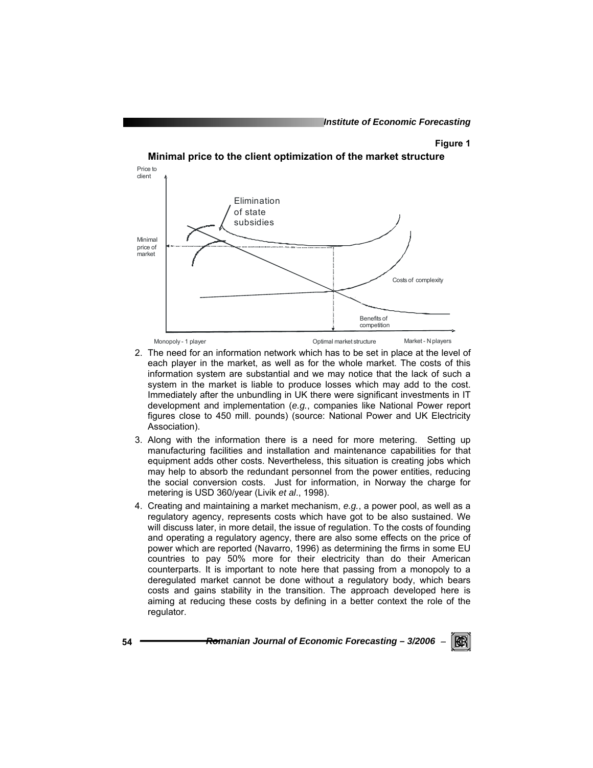**Figure 1**

**Minimal price to the client optimization of the market structure**

2. The need for an information network which has to be set in place at the level of each player in the market, as well as for the whole market. The costs of this information system are substantial and we may notice that the lack of such a system in the market is liable to produce losses which may add to the cost. Immediately after the unbundling in UK there were significant investments in IT development and implementation (*e.g.*, companies like National Power report figures close to 450 mill. pounds) (source: National Power and UK Electricity Association).
3. Along with the information there is a need for more metering. Setting up manufacturing facilities and installation and maintenance capabilities for that equipment adds other costs. Nevertheless, this situation is creating jobs which may help to absorb the redundant personnel from the power entities, reducing the social conversion costs. Just for information, in Norway the charge for metering is USD 360/year (Livik *et al*., 1998).
4. Creating and maintaining a market mechanism, *e.g.*, a power pool, as well as a regulatory agency, represents costs which have got to be also sustained. We will discuss later, in more detail, the issue of regulation. To the costs of founding and operating a regulatory agency, there are also some effects on the price of power which are reported (Navarro, 1996) as determining the firms in some EU countries to pay 50% more for their electricity than do their American counterparts. It is important to note here that passing from a monopoly to a deregulated market cannot be done without a regulatory body, which bears costs and gains stability in the transition. The approach developed here is aiming at reducing these costs by defining in a better context the role of the regulator.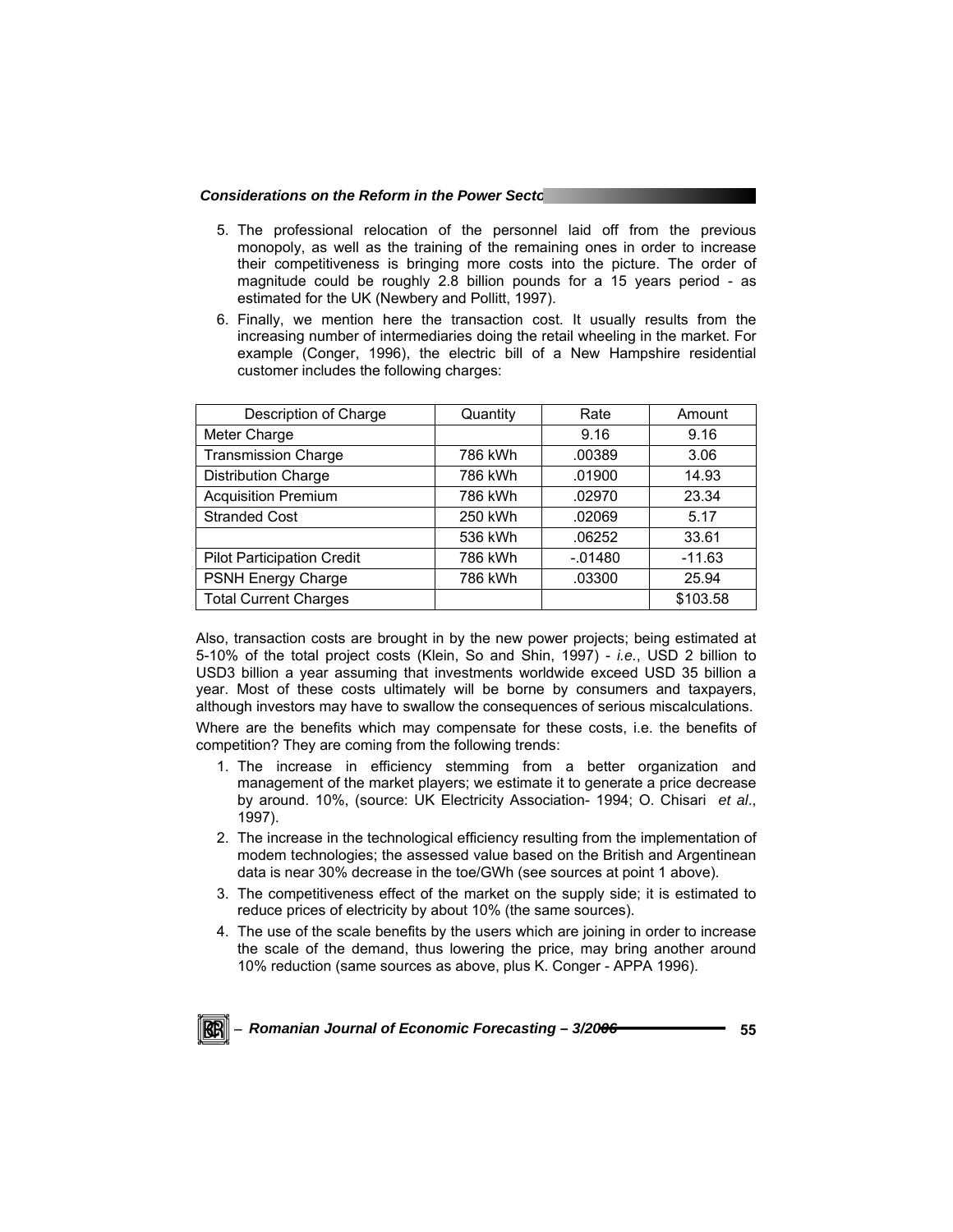5. The professional relocation of the personnel laid off from the previous monopoly, as well as the training of the remaining ones in order to increase their competitiveness is bringing more costs into the picture. The order of magnitude could be roughly 2.8 billion pounds for a 15 years period - as estimated for the UK (Newbery and Pollitt, 1997).
6. Finally, we mention here the transaction cost. It usually results from the increasing number of intermediaries doing the retail wheeling in the market. For example (Conger, 1996), the electric bill of a New Hampshire residential customer includes the following charges:

| Description of Charge | Quantity | Rate | Amount |
|---|---|---|---|
| Meter Charge | | 9.16 | 9.16 |
| Transmission Charge | 786 kWh | .00389 | 3.06 |
| Distribution Charge | 786 kWh | .01900 | 14.93 |
| Acquisition Premium | 786 kWh | .02970 | 23.34 |
| Stranded Cost | 250 kWh | .02069 | 5.17 |
| | 536 kWh | .06252 | 33.61 |
| Pilot Participation Credit | 786 kWh | -.01480 | -11.63 |
| PSNH Energy Charge | 786 kWh | .03300 | 25.94 |
| Total Current Charges | | | $103.58 |

Also, transaction costs are brought in by the new power projects; being estimated at 5-10% of the total project costs (Klein, So and Shin, 1997) - *i.e.*, USD 2 billion to USD3 billion a year assuming that investments worldwide exceed USD 35 billion a year. Most of these costs ultimately will be borne by consumers and taxpayers, although investors may have to swallow the consequences of serious miscalculations.

Where are the benefits which may compensate for these costs, i.e. the benefits of competition? They are coming from the following trends:

1. The increase in efficiency stemming from a better organization and management of the market players; we estimate it to generate a price decrease by around. 10%, (source: UK Electricity Association- 1994; O. Chisari *et al*., 1997).
2. The increase in the technological efficiency resulting from the implementation of modem technologies; the assessed value based on the British and Argentinean data is near 30% decrease in the toe/GWh (see sources at point 1 above).
3. The competitiveness effect of the market on the supply side; it is estimated to reduce prices of electricity by about 10% (the same sources).
4. The use of the scale benefits by the users which are joining in order to increase the scale of the demand, thus lowering the price, may bring another around 10% reduction (same sources as above, plus K. Conger - APPA 1996).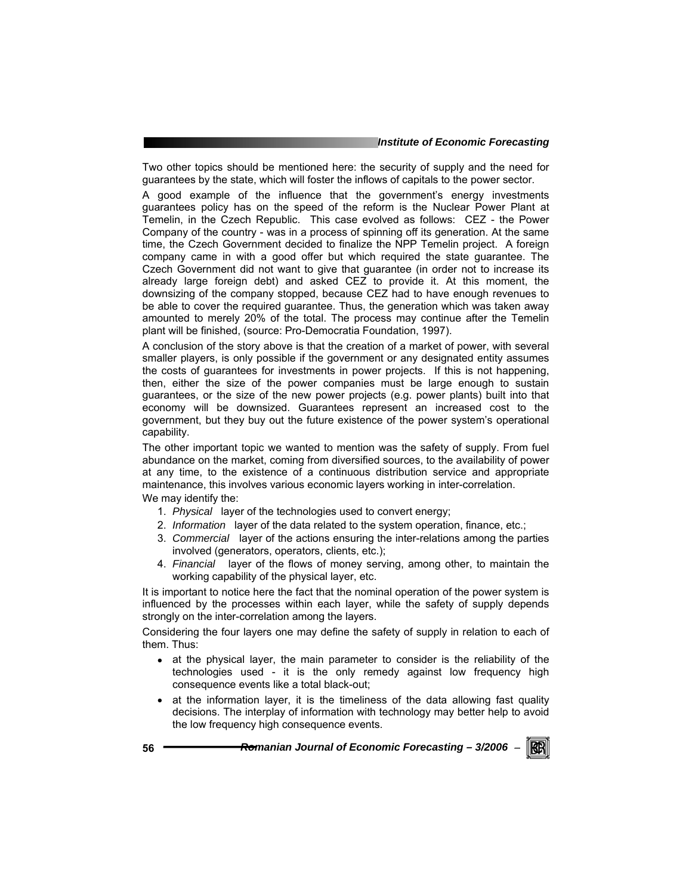Two other topics should be mentioned here: the security of supply and the need for guarantees by the state, which will foster the inflows of capitals to the power sector.

A good example of the influence that the government's energy investments guarantees policy has on the speed of the reform is the Nuclear Power Plant at Temelin, in the Czech Republic. This case evolved as follows: CEZ - the Power Company of the country - was in a process of spinning off its generation. At the same time, the Czech Government decided to finalize the NPP Temelin project. A foreign company came in with a good offer but which required the state guarantee. The Czech Government did not want to give that guarantee (in order not to increase its already large foreign debt) and asked CEZ to provide it. At this moment, the downsizing of the company stopped, because CEZ had to have enough revenues to be able to cover the required guarantee. Thus, the generation which was taken away amounted to merely 20% of the total. The process may continue after the Temelin plant will be finished, (source: Pro-Democratia Foundation, 1997).

A conclusion of the story above is that the creation of a market of power, with several smaller players, is only possible if the government or any designated entity assumes the costs of guarantees for investments in power projects. If this is not happening, then, either the size of the power companies must be large enough to sustain guarantees, or the size of the new power projects (e.g. power plants) built into that economy will be downsized. Guarantees represent an increased cost to the government, but they buy out the future existence of the power system's operational capability.

The other important topic we wanted to mention was the safety of supply. From fuel abundance on the market, coming from diversified sources, to the availability of power at any time, to the existence of a continuous distribution service and appropriate maintenance, this involves various economic layers working in inter-correlation.

We may identify the:

1. *Physical* layer of the technologies used to convert energy;
2. *Information* layer of the data related to the system operation, finance, etc.;
3. *Commercial* layer of the actions ensuring the inter-relations among the parties involved (generators, operators, clients, etc.);
4. *Financial* layer of the flows of money serving, among other, to maintain the working capability of the physical layer, etc.

It is important to notice here the fact that the nominal operation of the power system is influenced by the processes within each layer, while the safety of supply depends strongly on the inter-correlation among the layers.

Considering the four layers one may define the safety of supply in relation to each of them. Thus:

- at the physical layer, the main parameter to consider is the reliability of the technologies used - it is the only remedy against low frequency high consequence events like a total black-out;
- at the information layer, it is the timeliness of the data allowing fast quality decisions. The interplay of information with technology may better help to avoid the low frequency high consequence events.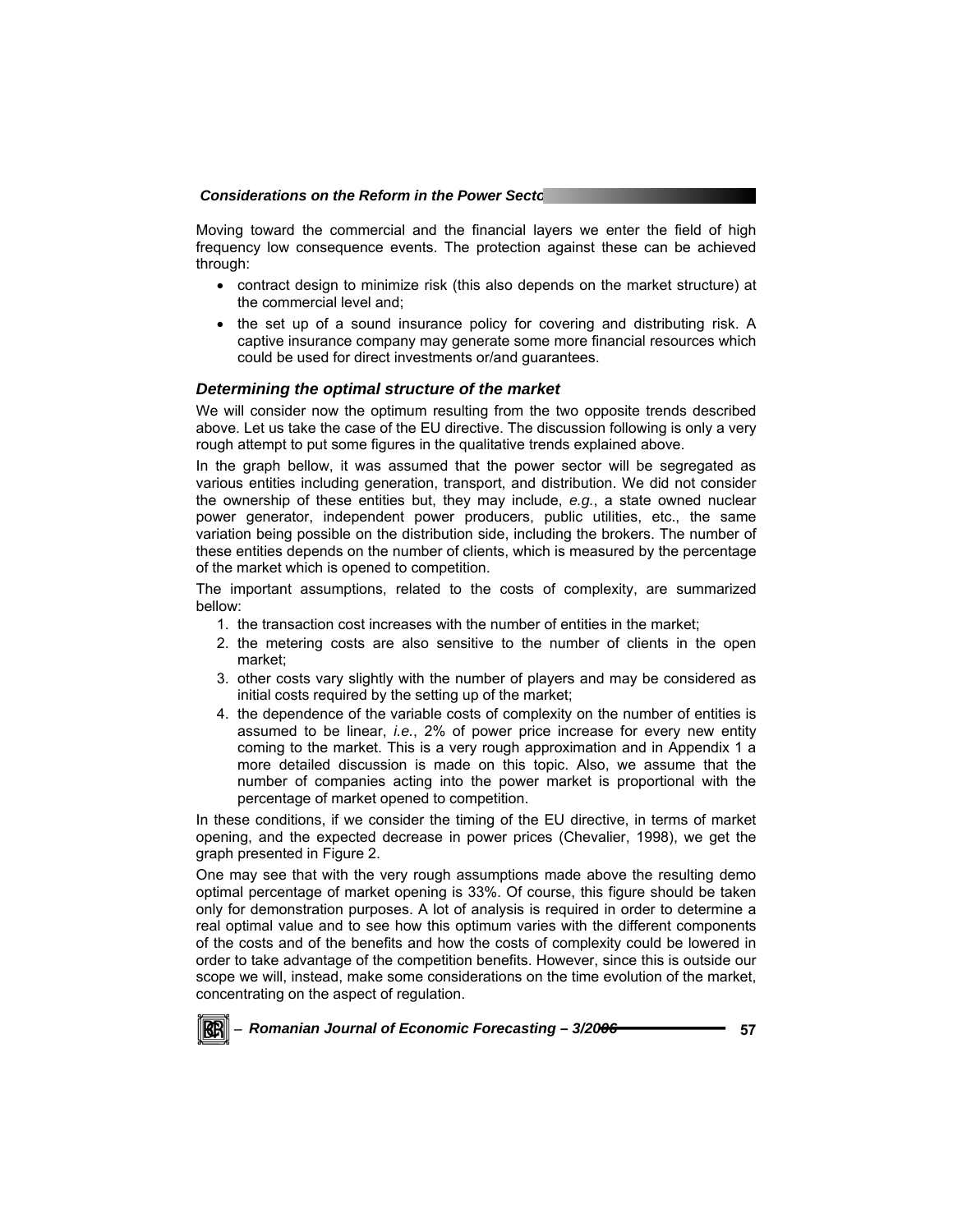Moving toward the commercial and the financial layers we enter the field of high frequency low consequence events. The protection against these can be achieved through:

- contract design to minimize risk (this also depends on the market structure) at the commercial level and;
- the set up of a sound insurance policy for covering and distributing risk. A captive insurance company may generate some more financial resources which could be used for direct investments or/and guarantees.

### *Determining the optimal structure of the market*

We will consider now the optimum resulting from the two opposite trends described above. Let us take the case of the EU directive. The discussion following is only a very rough attempt to put some figures in the qualitative trends explained above.

In the graph bellow, it was assumed that the power sector will be segregated as various entities including generation, transport, and distribution. We did not consider the ownership of these entities but, they may include, *e.g.*, a state owned nuclear power generator, independent power producers, public utilities, etc., the same variation being possible on the distribution side, including the brokers. The number of these entities depends on the number of clients, which is measured by the percentage of the market which is opened to competition.

The important assumptions, related to the costs of complexity, are summarized bellow:

1. the transaction cost increases with the number of entities in the market;
2. the metering costs are also sensitive to the number of clients in the open market;
3. other costs vary slightly with the number of players and may be considered as initial costs required by the setting up of the market;
4. the dependence of the variable costs of complexity on the number of entities is assumed to be linear, *i.e.*, 2% of power price increase for every new entity coming to the market. This is a very rough approximation and in Appendix 1 a more detailed discussion is made on this topic. Also, we assume that the number of companies acting into the power market is proportional with the percentage of market opened to competition.

In these conditions, if we consider the timing of the EU directive, in terms of market opening, and the expected decrease in power prices (Chevalier, 1998), we get the graph presented in Figure 2.

One may see that with the very rough assumptions made above the resulting demo optimal percentage of market opening is 33%. Of course, this figure should be taken only for demonstration purposes. A lot of analysis is required in order to determine a real optimal value and to see how this optimum varies with the different components of the costs and of the benefits and how the costs of complexity could be lowered in order to take advantage of the competition benefits. However, since this is outside our scope we will, instead, make some considerations on the time evolution of the market, concentrating on the aspect of regulation.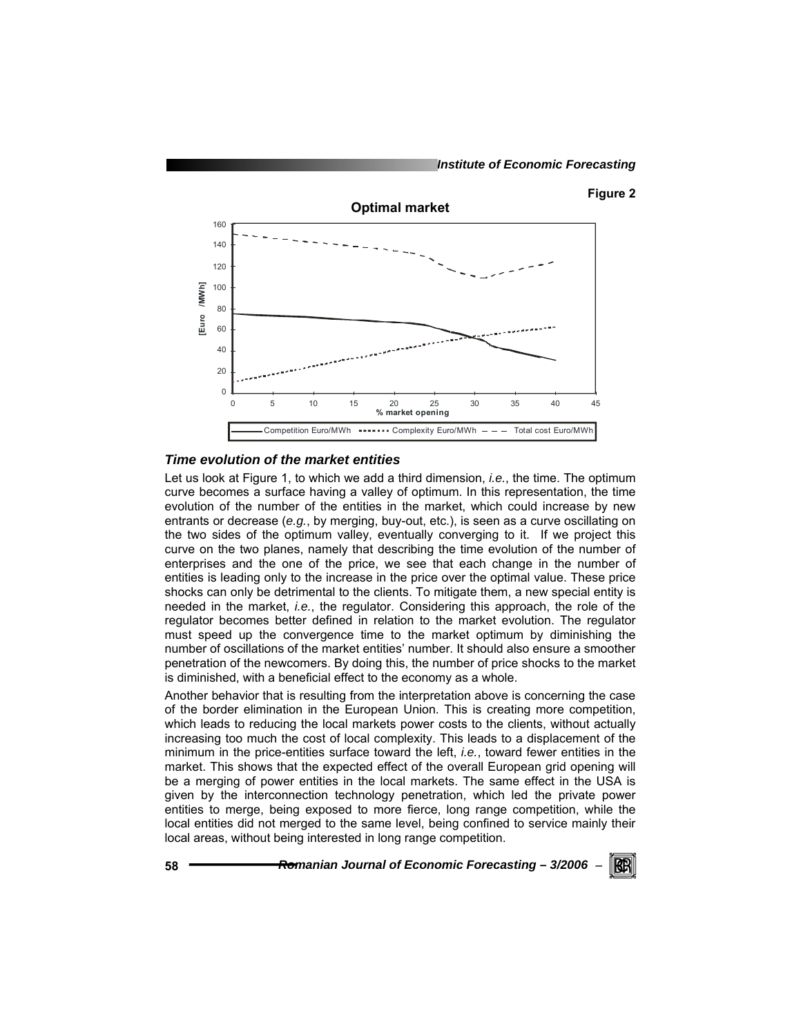Figure 2

**Optimal market**

## *Time evolution of the market entities*

Let us look at Figure 1, to which we add a third dimension, *i.e.*, the time. The optimum curve becomes a surface having a valley of optimum. In this representation, the time evolution of the number of the entities in the market, which could increase by new entrants or decrease (*e.g.*, by merging, buy-out, etc.), is seen as a curve oscillating on the two sides of the optimum valley, eventually converging to it. If we project this curve on the two planes, namely that describing the time evolution of the number of enterprises and the one of the price, we see that each change in the number of entities is leading only to the increase in the price over the optimal value. These price shocks can only be detrimental to the clients. To mitigate them, a new special entity is needed in the market, *i.e.*, the regulator. Considering this approach, the role of the regulator becomes better defined in relation to the market evolution. The regulator must speed up the convergence time to the market optimum by diminishing the number of oscillations of the market entities' number. It should also ensure a smoother penetration of the newcomers. By doing this, the number of price shocks to the market is diminished, with a beneficial effect to the economy as a whole.

Another behavior that is resulting from the interpretation above is concerning the case of the border elimination in the European Union. This is creating more competition, which leads to reducing the local markets power costs to the clients, without actually increasing too much the cost of local complexity. This leads to a displacement of the minimum in the price-entities surface toward the left, *i.e.*, toward fewer entities in the market. This shows that the expected effect of the overall European grid opening will be a merging of power entities in the local markets. The same effect in the USA is given by the interconnection technology penetration, which led the private power entities to merge, being exposed to more fierce, long range competition, while the local entities did not merged to the same level, being confined to service mainly their local areas, without being interested in long range competition.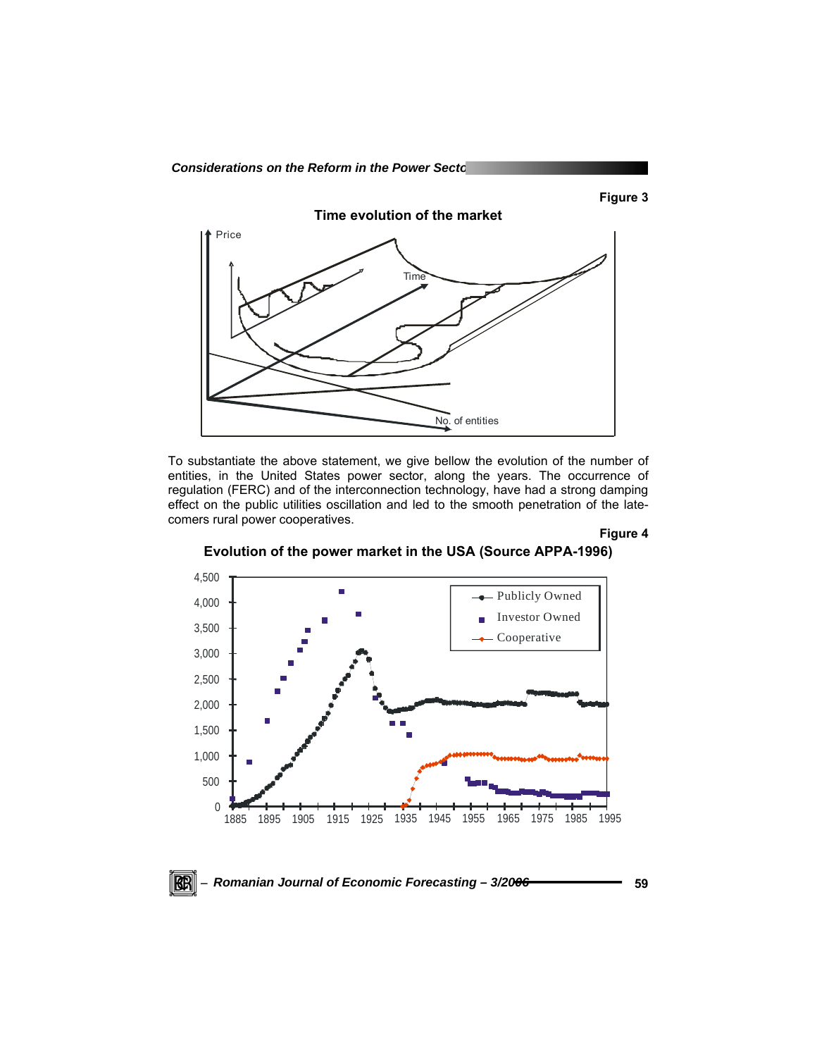**Figure 3**

**Time evolution of the market**

To substantiate the above statement, we give bellow the evolution of the number of entities, in the United States power sector, along the years. The occurrence of regulation (FERC) and of the interconnection technology, have had a strong damping effect on the public utilities oscillation and led to the smooth penetration of the late-comers rural power cooperatives.

**Figure 4**

**Evolution of the power market in the USA (Source APPA-1996)**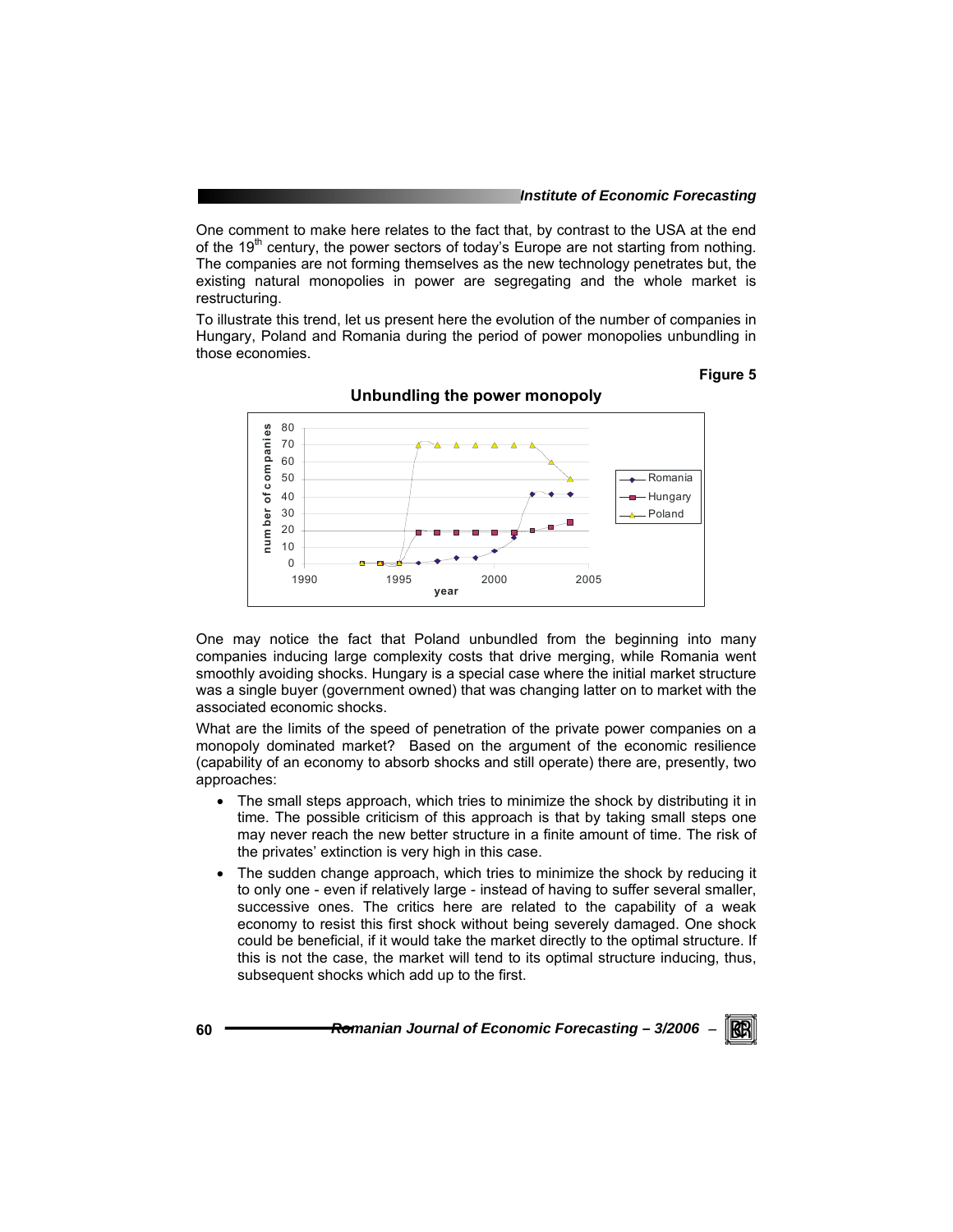One comment to make here relates to the fact that, by contrast to the USA at the end of the 19th century, the power sectors of today's Europe are not starting from nothing. The companies are not forming themselves as the new technology penetrates but, the existing natural monopolies in power are segregating and the whole market is restructuring.

To illustrate this trend, let us present here the evolution of the number of companies in Hungary, Poland and Romania during the period of power monopolies unbundling in those economies.

**Figure 5**

**Unbundling the power monopoly**

One may notice the fact that Poland unbundled from the beginning into many companies inducing large complexity costs that drive merging, while Romania went smoothly avoiding shocks. Hungary is a special case where the initial market structure was a single buyer (government owned) that was changing latter on to market with the associated economic shocks.

What are the limits of the speed of penetration of the private power companies on a monopoly dominated market? Based on the argument of the economic resilience (capability of an economy to absorb shocks and still operate) there are, presently, two approaches:

- The small steps approach, which tries to minimize the shock by distributing it in time. The possible criticism of this approach is that by taking small steps one may never reach the new better structure in a finite amount of time. The risk of the privates' extinction is very high in this case.
- The sudden change approach, which tries to minimize the shock by reducing it to only one - even if relatively large - instead of having to suffer several smaller, successive ones. The critics here are related to the capability of a weak economy to resist this first shock without being severely damaged. One shock could be beneficial, if it would take the market directly to the optimal structure. If this is not the case, the market will tend to its optimal structure inducing, thus, subsequent shocks which add up to the first.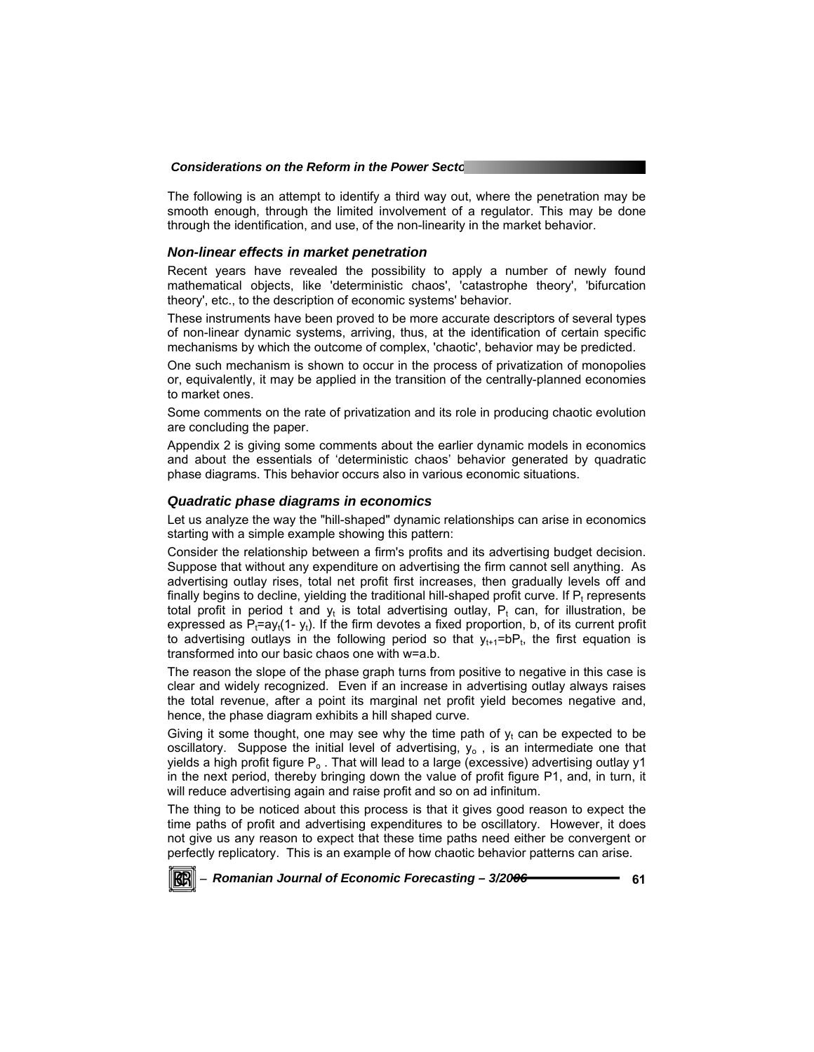The following is an attempt to identify a third way out, where the penetration may be smooth enough, through the limited involvement of a regulator. This may be done through the identification, and use, of the non-linearity in the market behavior.

### *Non-linear effects in market penetration*

Recent years have revealed the possibility to apply a number of newly found mathematical objects, like 'deterministic chaos', 'catastrophe theory', 'bifurcation theory', etc., to the description of economic systems' behavior.

These instruments have been proved to be more accurate descriptors of several types of non-linear dynamic systems, arriving, thus, at the identification of certain specific mechanisms by which the outcome of complex, 'chaotic', behavior may be predicted.

One such mechanism is shown to occur in the process of privatization of monopolies or, equivalently, it may be applied in the transition of the centrally-planned economies to market ones.

Some comments on the rate of privatization and its role in producing chaotic evolution are concluding the paper.

Appendix 2 is giving some comments about the earlier dynamic models in economics and about the essentials of 'deterministic chaos' behavior generated by quadratic phase diagrams. This behavior occurs also in various economic situations.

### *Quadratic phase diagrams in economics*

Let us analyze the way the "hill-shaped" dynamic relationships can arise in economics starting with a simple example showing this pattern:

Consider the relationship between a firm's profits and its advertising budget decision. Suppose that without any expenditure on advertising the firm cannot sell anything. As advertising outlay rises, total net profit first increases, then gradually levels off and finally begins to decline, yielding the traditional hill-shaped profit curve. If $P_t$ represents total profit in period t and $y_t$ is total advertising outlay, $P_t$ can, for illustration, be expressed as $P_t = a y_t (1 - y_t)$. If the firm devotes a fixed proportion, b, of its current profit to advertising outlays in the following period so that $y_{t+1} = bP_t$, the first equation is transformed into our basic chaos one with $w = a.b$.

The reason the slope of the phase graph turns from positive to negative in this case is clear and widely recognized. Even if an increase in advertising outlay always raises the total revenue, after a point its marginal net profit yield becomes negative and, hence, the phase diagram exhibits a hill shaped curve.

Giving it some thought, one may see why the time path of $y_t$ can be expected to be oscillatory. Suppose the initial level of advertising, $y_o$ , is an intermediate one that yields a high profit figure $P_o$ . That will lead to a large (excessive) advertising outlay y1 in the next period, thereby bringing down the value of profit figure P1, and, in turn, it will reduce advertising again and raise profit and so on ad infinitum.

The thing to be noticed about this process is that it gives good reason to expect the time paths of profit and advertising expenditures to be oscillatory. However, it does not give us any reason to expect that these time paths need either be convergent or perfectly replicatory. This is an example of how chaotic behavior patterns can arise.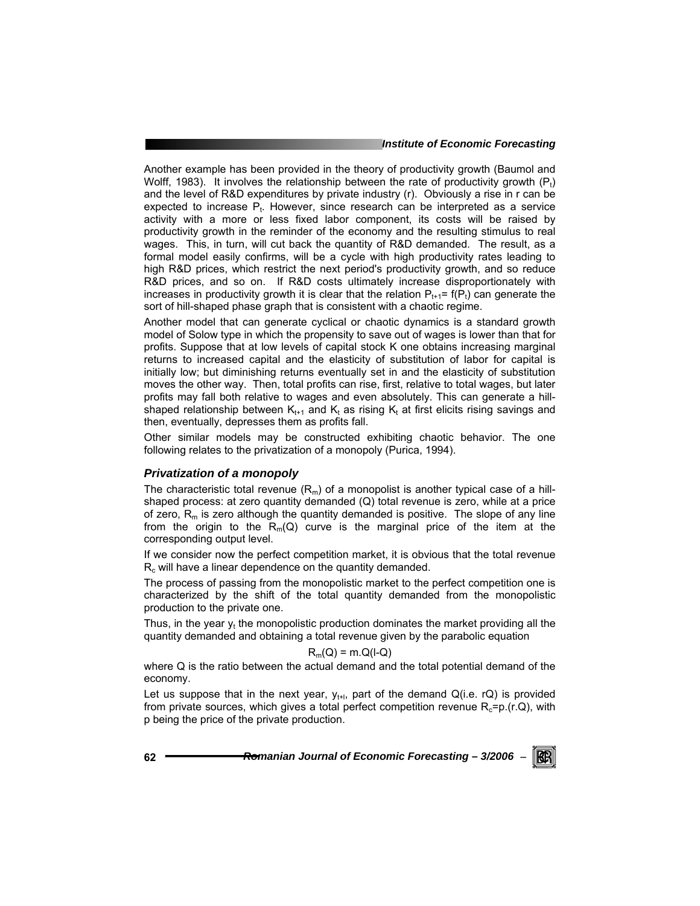Another example has been provided in the theory of productivity growth (Baumol and Wolff, 1983). It involves the relationship between the rate of productivity growth ($P_t$) and the level of R&D expenditures by private industry (r). Obviously a rise in r can be expected to increase $P_t$. However, since research can be interpreted as a service activity with a more or less fixed labor component, its costs will be raised by productivity growth in the reminder of the economy and the resulting stimulus to real wages. This, in turn, will cut back the quantity of R&D demanded. The result, as a formal model easily confirms, will be a cycle with high productivity rates leading to high R&D prices, which restrict the next period's productivity growth, and so reduce R&D prices, and so on. If R&D costs ultimately increase disproportionately with increases in productivity growth it is clear that the relation $P_{t+1}= f(P_t)$ can generate the sort of hill-shaped phase graph that is consistent with a chaotic regime.

Another model that can generate cyclical or chaotic dynamics is a standard growth model of Solow type in which the propensity to save out of wages is lower than that for profits. Suppose that at low levels of capital stock K one obtains increasing marginal returns to increased capital and the elasticity of substitution of labor for capital is initially low; but diminishing returns eventually set in and the elasticity of substitution moves the other way. Then, total profits can rise, first, relative to total wages, but later profits may fall both relative to wages and even absolutely. This can generate a hill-shaped relationship between $K_{t+1}$ and $K_t$ as rising $K_t$ at first elicits rising savings and then, eventually, depresses them as profits fall.

Other similar models may be constructed exhibiting chaotic behavior. The one following relates to the privatization of a monopoly (Purica, 1994).

### *Privatization of a monopoly*

The characteristic total revenue ($R_m$) of a monopolist is another typical case of a hill-shaped process: at zero quantity demanded (Q) total revenue is zero, while at a price of zero, $R_m$ is zero although the quantity demanded is positive. The slope of any line from the origin to the $R_m(Q)$ curve is the marginal price of the item at the corresponding output level.

If we consider now the perfect competition market, it is obvious that the total revenue $R_c$ will have a linear dependence on the quantity demanded.

The process of passing from the monopolistic market to the perfect competition one is characterized by the shift of the total quantity demanded from the monopolistic production to the private one.

Thus, in the year $y_t$ the monopolistic production dominates the market providing all the quantity demanded and obtaining a total revenue given by the parabolic equation

$$R_m(Q) = m.Q(l-Q)$$

where Q is the ratio between the actual demand and the total potential demand of the economy.

Let us suppose that in the next year, $y_{t+l}$, part of the demand Q(i.e. rQ) is provided from private sources, which gives a total perfect competition revenue $R_c$=p.(r.Q), with p being the price of the private production.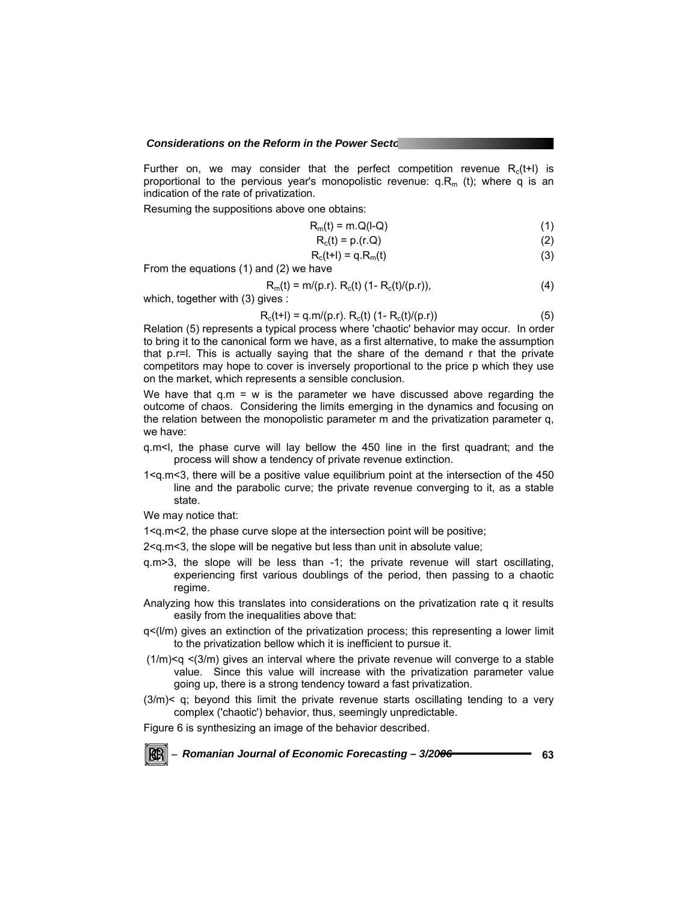Further on, we may consider that the perfect competition revenue $R_c(t+l)$ is proportional to the pervious year's monopolistic revenue: $q.R_m(t)$; where q is an indication of the rate of privatization.

Resuming the suppositions above one obtains:

$$R_m(t) = m.Q(l-Q) \quad (1)$$

$$R_c(t) = p.(r.Q) \quad (2)$$

$$R_c(t+l) = q.R_m(t) \quad (3)$$

From the equations (1) and (2) we have

$$R_m(t) = m/(p.r).\ R_c(t)\ (1- R_c(t)/(p.r)), \quad (4)$$

which, together with (3) gives :

$$R_c(t+l) = q.m/(p.r).\ R_c(t)\ (1- R_c(t)/(p.r)) \quad (5)$$

Relation (5) represents a typical process where 'chaotic' behavior may occur. In order to bring it to the canonical form we have, as a first alternative, to make the assumption that p.r=l. This is actually saying that the share of the demand r that the private competitors may hope to cover is inversely proportional to the price p which they use on the market, which represents a sensible conclusion.

We have that q.m = w is the parameter we have discussed above regarding the outcome of chaos. Considering the limits emerging in the dynamics and focusing on the relation between the monopolistic parameter m and the privatization parameter q, we have:

q.m<l, the phase curve will lay bellow the 450 line in the first quadrant; and the process will show a tendency of private revenue extinction.

1<q.m<3, there will be a positive value equilibrium point at the intersection of the 450 line and the parabolic curve; the private revenue converging to it, as a stable state.

We may notice that:

1<q.m<2, the phase curve slope at the intersection point will be positive;

2<q.m<3, the slope will be negative but less than unit in absolute value;

q.m>3, the slope will be less than -1; the private revenue will start oscillating, experiencing first various doublings of the period, then passing to a chaotic regime.

Analyzing how this translates into considerations on the privatization rate q it results easily from the inequalities above that:

q<(l/m) gives an extinction of the privatization process; this representing a lower limit to the privatization bellow which it is inefficient to pursue it.

(1/m)<q <(3/m) gives an interval where the private revenue will converge to a stable value. Since this value will increase with the privatization parameter value going up, there is a strong tendency toward a fast privatization.

(3/m)< q; beyond this limit the private revenue starts oscillating tending to a very complex ('chaotic') behavior, thus, seemingly unpredictable.

Figure 6 is synthesizing an image of the behavior described.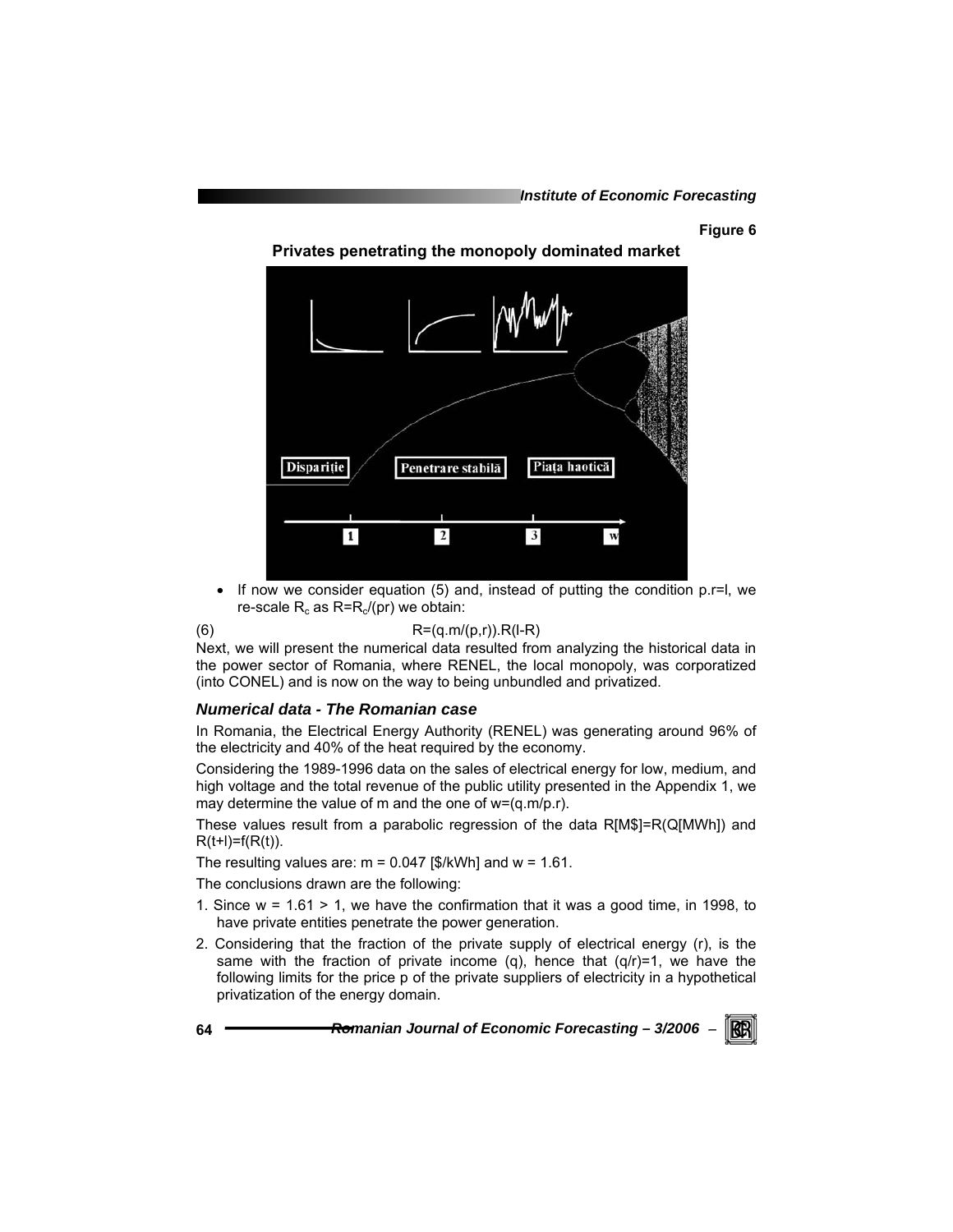**Figure 6**

**Privates penetrating the monopoly dominated market**

Dispariție | Penetrare stabilă | Piața haotică

1 2 3 w

- If now we consider equation (5) and, instead of putting the condition p.r=l, we re-scale $R_c$ as $R=R_c/(pr)$ we obtain:

(6) $$R=(q.m/(p,r)).R(l-R)$$

Next, we will present the numerical data resulted from analyzing the historical data in the power sector of Romania, where RENEL, the local monopoly, was corporatized (into CONEL) and is now on the way to being unbundled and privatized.

### *Numerical data - The Romanian case*

In Romania, the Electrical Energy Authority (RENEL) was generating around 96% of the electricity and 40% of the heat required by the economy.

Considering the 1989-1996 data on the sales of electrical energy for low, medium, and high voltage and the total revenue of the public utility presented in the Appendix 1, we may determine the value of m and the one of w=(q.m/p.r).

These values result from a parabolic regression of the data R[M$]=R(Q[MWh]) and R(t+l)=f(R(t)).

The resulting values are: m = 0.047 [$/kWh] and w = 1.61.

The conclusions drawn are the following:

1. Since w = 1.61 > 1, we have the confirmation that it was a good time, in 1998, to have private entities penetrate the power generation.
2. Considering that the fraction of the private supply of electrical energy (r), is the same with the fraction of private income (q), hence that (q/r)=1, we have the following limits for the price p of the private suppliers of electricity in a hypothetical privatization of the energy domain.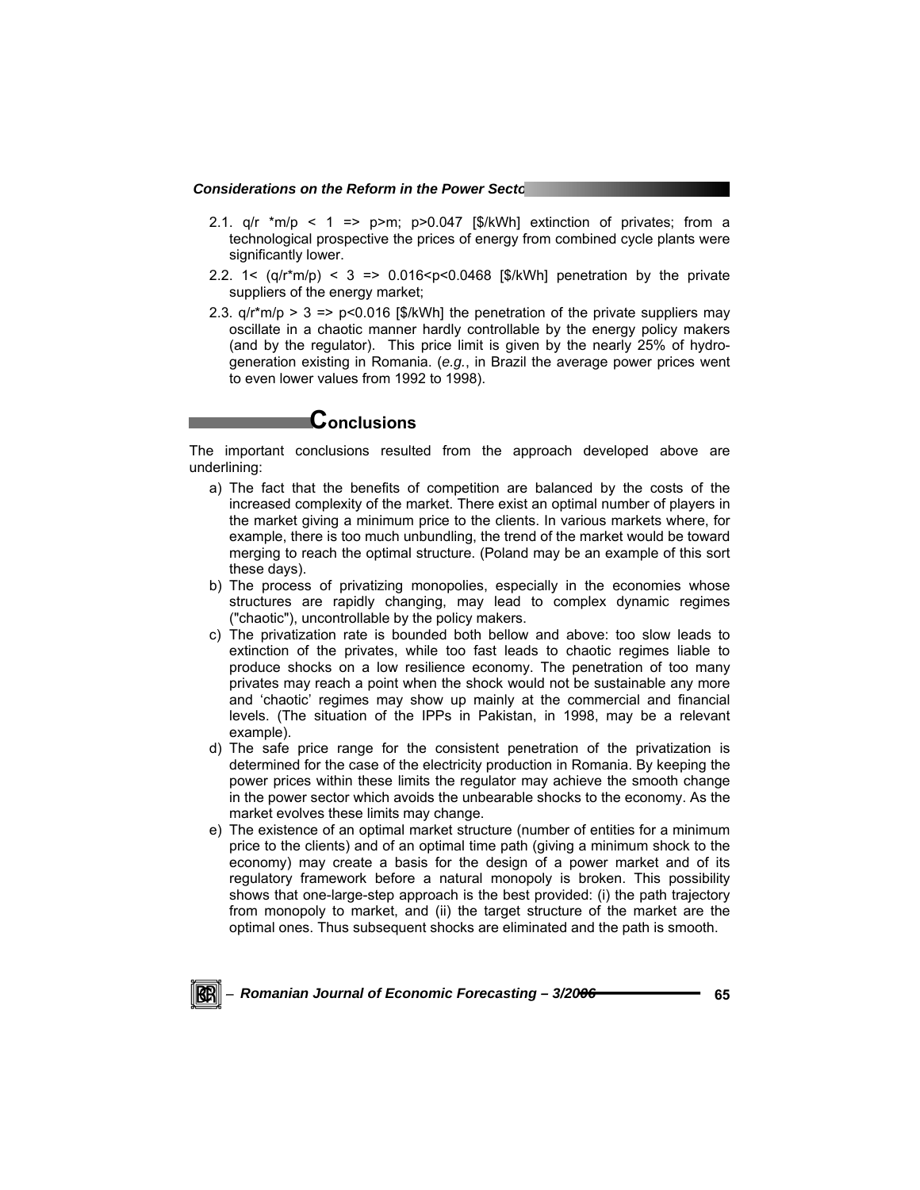2.1. $q/r * m/p < 1 \Rightarrow p > m$; $p > 0.047$ [$/kWh] extinction of privates; from a technological prospective the prices of energy from combined cycle plants were significantly lower.

2.2. $1 < (q/r * m/p) < 3 \Rightarrow 0.016 < p < 0.0468$ [$/kWh] penetration by the private suppliers of the energy market;

2.3. $q/r * m/p > 3 \Rightarrow p < 0.016$ [$/kWh] the penetration of the private suppliers may oscillate in a chaotic manner hardly controllable by the energy policy makers (and by the regulator). This price limit is given by the nearly 25% of hydro-generation existing in Romania. (*e.g.*, in Brazil the average power prices went to even lower values from 1992 to 1998).

## Conclusions

The important conclusions resulted from the approach developed above are underlining:

a) The fact that the benefits of competition are balanced by the costs of the increased complexity of the market. There exist an optimal number of players in the market giving a minimum price to the clients. In various markets where, for example, there is too much unbundling, the trend of the market would be toward merging to reach the optimal structure. (Poland may be an example of this sort these days).

b) The process of privatizing monopolies, especially in the economies whose structures are rapidly changing, may lead to complex dynamic regimes ("chaotic"), uncontrollable by the policy makers.

c) The privatization rate is bounded both bellow and above: too slow leads to extinction of the privates, while too fast leads to chaotic regimes liable to produce shocks on a low resilience economy. The penetration of too many privates may reach a point when the shock would not be sustainable any more and 'chaotic' regimes may show up mainly at the commercial and financial levels. (The situation of the IPPs in Pakistan, in 1998, may be a relevant example).

d) The safe price range for the consistent penetration of the privatization is determined for the case of the electricity production in Romania. By keeping the power prices within these limits the regulator may achieve the smooth change in the power sector which avoids the unbearable shocks to the economy. As the market evolves these limits may change.

e) The existence of an optimal market structure (number of entities for a minimum price to the clients) and of an optimal time path (giving a minimum shock to the economy) may create a basis for the design of a power market and of its regulatory framework before a natural monopoly is broken. This possibility shows that one-large-step approach is the best provided: (i) the path trajectory from monopoly to market, and (ii) the target structure of the market are the optimal ones. Thus subsequent shocks are eliminated and the path is smooth.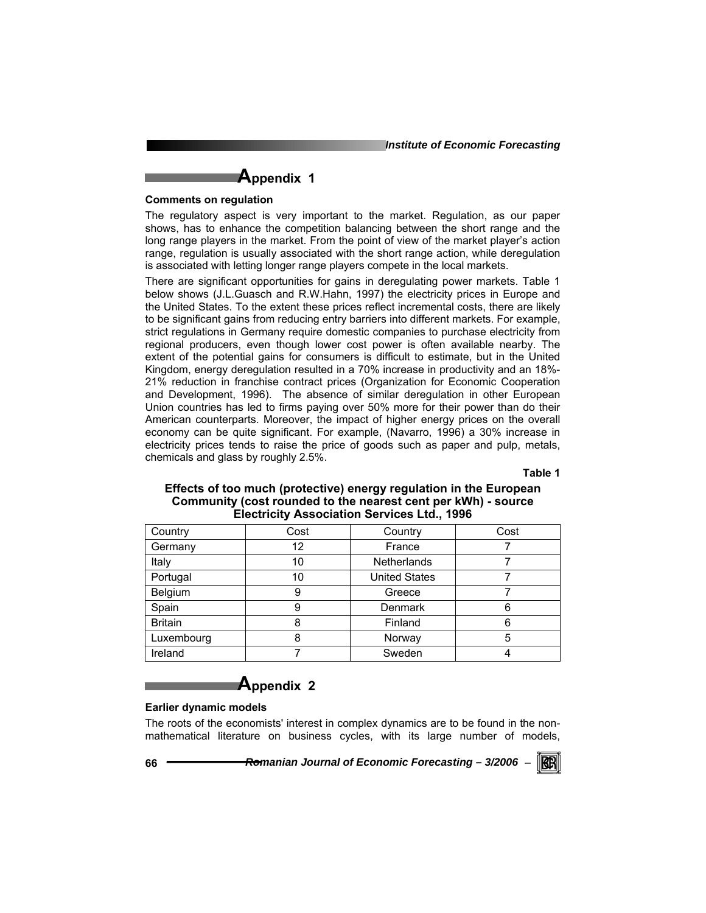# Appendix 1

**Comments on regulation**

The regulatory aspect is very important to the market. Regulation, as our paper shows, has to enhance the competition balancing between the short range and the long range players in the market. From the point of view of the market player's action range, regulation is usually associated with the short range action, while deregulation is associated with letting longer range players compete in the local markets.

There are significant opportunities for gains in deregulating power markets. Table 1 below shows (J.L.Guasch and R.W.Hahn, 1997) the electricity prices in Europe and the United States. To the extent these prices reflect incremental costs, there are likely to be significant gains from reducing entry barriers into different markets. For example, strict regulations in Germany require domestic companies to purchase electricity from regional producers, even though lower cost power is often available nearby. The extent of the potential gains for consumers is difficult to estimate, but in the United Kingdom, energy deregulation resulted in a 70% increase in productivity and an 18%-21% reduction in franchise contract prices (Organization for Economic Cooperation and Development, 1996). The absence of similar deregulation in other European Union countries has led to firms paying over 50% more for their power than do their American counterparts. Moreover, the impact of higher energy prices on the overall economy can be quite significant. For example, (Navarro, 1996) a 30% increase in electricity prices tends to raise the price of goods such as paper and pulp, metals, chemicals and glass by roughly 2.5%.

**Table 1**

**Effects of too much (protective) energy regulation in the European Community (cost rounded to the nearest cent per kWh) - source Electricity Association Services Ltd., 1996**

| Country | Cost | Country | Cost |
|---|---|---|---|
| Germany | 12 | France | 7 |
| Italy | 10 | Netherlands | 7 |
| Portugal | 10 | United States | 7 |
| Belgium | 9 | Greece | 7 |
| Spain | 9 | Denmark | 6 |
| Britain | 8 | Finland | 6 |
| Luxembourg | 8 | Norway | 5 |
| Ireland | 7 | Sweden | 4 |

# Appendix 2

**Earlier dynamic models**

The roots of the economists' interest in complex dynamics are to be found in the non-mathematical literature on business cycles, with its large number of models,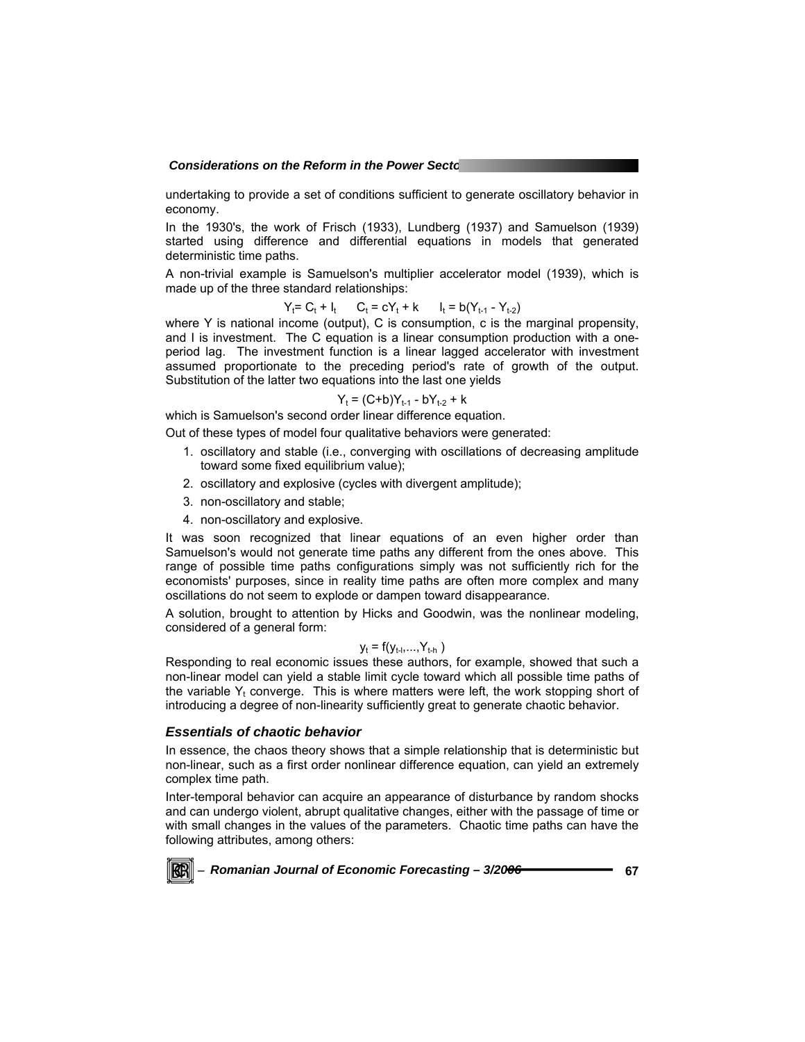undertaking to provide a set of conditions sufficient to generate oscillatory behavior in economy.

In the 1930's, the work of Frisch (1933), Lundberg (1937) and Samuelson (1939) started using difference and differential equations in models that generated deterministic time paths.

A non-trivial example is Samuelson's multiplier accelerator model (1939), which is made up of the three standard relationships:

$$Y_t = C_t + I_t \qquad C_t = cY_t + k \qquad I_t = b(Y_{t-1} - Y_{t-2})$$

where Y is national income (output), C is consumption, c is the marginal propensity, and I is investment. The C equation is a linear consumption production with a one-period lag. The investment function is a linear lagged accelerator with investment assumed proportionate to the preceding period's rate of growth of the output. Substitution of the latter two equations into the last one yields

$$Y_t = (C+b)Y_{t-1} - bY_{t-2} + k$$

which is Samuelson's second order linear difference equation.

Out of these types of model four qualitative behaviors were generated:

1. oscillatory and stable (i.e., converging with oscillations of decreasing amplitude toward some fixed equilibrium value);
2. oscillatory and explosive (cycles with divergent amplitude);
3. non-oscillatory and stable;
4. non-oscillatory and explosive.

It was soon recognized that linear equations of an even higher order than Samuelson's would not generate time paths any different from the ones above. This range of possible time paths configurations simply was not sufficiently rich for the economists' purposes, since in reality time paths are often more complex and many oscillations do not seem to explode or dampen toward disappearance.

A solution, brought to attention by Hicks and Goodwin, was the nonlinear modeling, considered of a general form:

$$y_t = f(y_{t-l}, \ldots, Y_{t-h})$$

Responding to real economic issues these authors, for example, showed that such a non-linear model can yield a stable limit cycle toward which all possible time paths of the variable $Y_t$ converge. This is where matters were left, the work stopping short of introducing a degree of non-linearity sufficiently great to generate chaotic behavior.

## *Essentials of chaotic behavior*

In essence, the chaos theory shows that a simple relationship that is deterministic but non-linear, such as a first order nonlinear difference equation, can yield an extremely complex time path.

Inter-temporal behavior can acquire an appearance of disturbance by random shocks and can undergo violent, abrupt qualitative changes, either with the passage of time or with small changes in the values of the parameters. Chaotic time paths can have the following attributes, among others: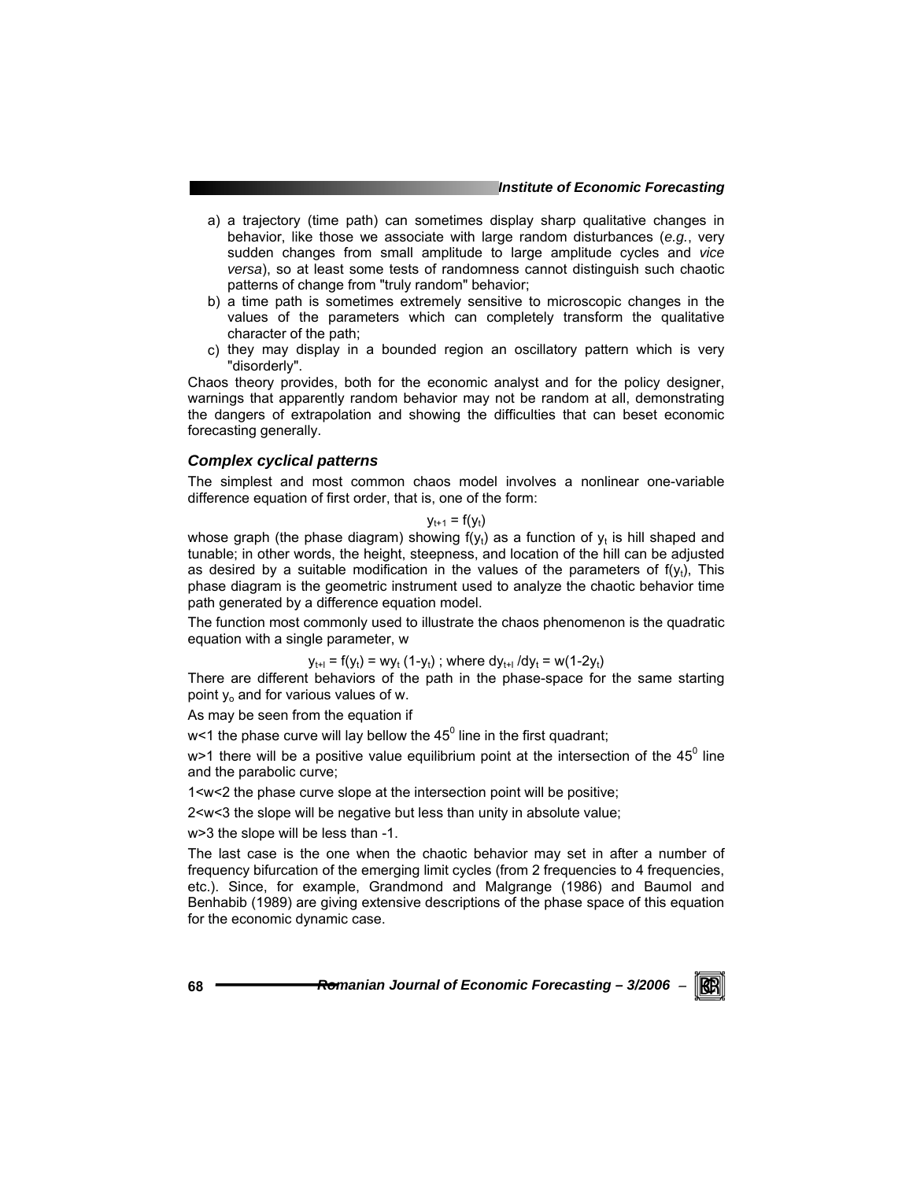a) a trajectory (time path) can sometimes display sharp qualitative changes in behavior, like those we associate with large random disturbances (*e.g.*, very sudden changes from small amplitude to large amplitude cycles and *vice versa*), so at least some tests of randomness cannot distinguish such chaotic patterns of change from "truly random" behavior;
b) a time path is sometimes extremely sensitive to microscopic changes in the values of the parameters which can completely transform the qualitative character of the path;
c) they may display in a bounded region an oscillatory pattern which is very "disorderly".

Chaos theory provides, both for the economic analyst and for the policy designer, warnings that apparently random behavior may not be random at all, demonstrating the dangers of extrapolation and showing the difficulties that can beset economic forecasting generally.

### *Complex cyclical patterns*

The simplest and most common chaos model involves a nonlinear one-variable difference equation of first order, that is, one of the form:

$$y_{t+1} = f(y_t)$$

whose graph (the phase diagram) showing $f(y_t)$ as a function of $y_t$ is hill shaped and tunable; in other words, the height, steepness, and location of the hill can be adjusted as desired by a suitable modification in the values of the parameters of $f(y_t)$, This phase diagram is the geometric instrument used to analyze the chaotic behavior time path generated by a difference equation model.

The function most commonly used to illustrate the chaos phenomenon is the quadratic equation with a single parameter, w

$$y_{t+l} = f(y_t) = wy_t\,(1-y_t)\ ;\ \text{where } dy_{t+l}/dy_t = w(1-2y_t)$$

There are different behaviors of the path in the phase-space for the same starting point $y_o$ and for various values of w.

As may be seen from the equation if

$w<1$ the phase curve will lay bellow the $45^0$ line in the first quadrant;

$w>1$ there will be a positive value equilibrium point at the intersection of the $45^0$ line and the parabolic curve;

$1<w<2$ the phase curve slope at the intersection point will be positive;

$2<w<3$ the slope will be negative but less than unity in absolute value;

$w>3$ the slope will be less than -1.

The last case is the one when the chaotic behavior may set in after a number of frequency bifurcation of the emerging limit cycles (from 2 frequencies to 4 frequencies, etc.). Since, for example, Grandmond and Malgrange (1986) and Baumol and Benhabib (1989) are giving extensive descriptions of the phase space of this equation for the economic dynamic case.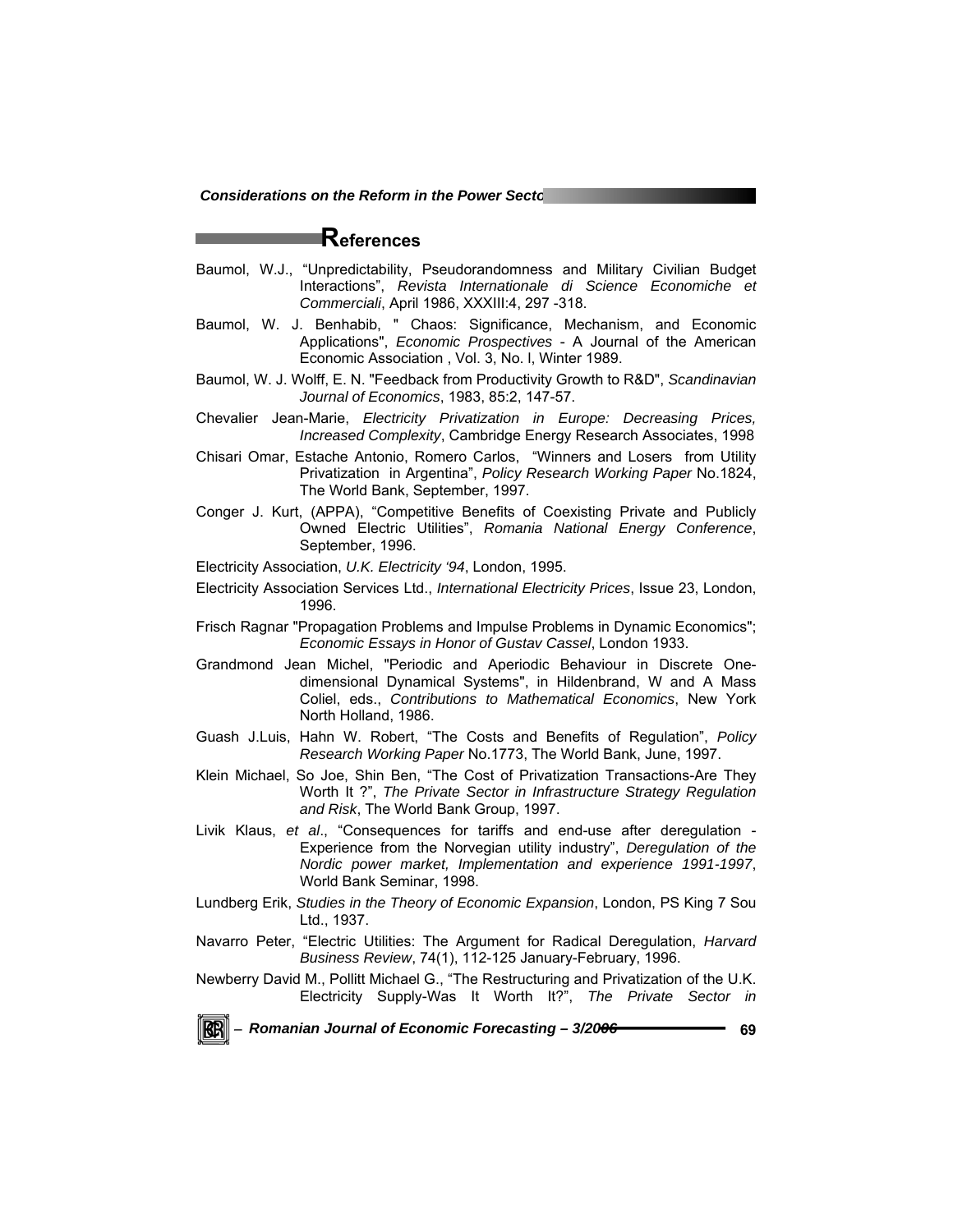## References

Baumol, W.J., "Unpredictability, Pseudorandomness and Military Civilian Budget Interactions", *Revista Internationale di Science Economiche et Commerciali*, April 1986, XXXIII:4, 297 -318.

Baumol, W. J. Benhabib, " Chaos: Significance, Mechanism, and Economic Applications", *Economic Prospectives* - A Journal of the American Economic Association , Vol. 3, No. I, Winter 1989.

Baumol, W. J. Wolff, E. N. "Feedback from Productivity Growth to R&D", *Scandinavian Journal of Economics*, 1983, 85:2, 147-57.

Chevalier Jean-Marie, *Electricity Privatization in Europe: Decreasing Prices, Increased Complexity*, Cambridge Energy Research Associates, 1998

Chisari Omar, Estache Antonio, Romero Carlos, "Winners and Losers from Utility Privatization in Argentina", *Policy Research Working Paper* No.1824, The World Bank, September, 1997.

Conger J. Kurt, (APPA), "Competitive Benefits of Coexisting Private and Publicly Owned Electric Utilities", *Romania National Energy Conference*, September, 1996.

Electricity Association, *U.K. Electricity '94*, London, 1995.

Electricity Association Services Ltd., *International Electricity Prices*, Issue 23, London, 1996.

Frisch Ragnar "Propagation Problems and Impulse Problems in Dynamic Economics"; *Economic Essays in Honor of Gustav Cassel*, London 1933.

Grandmond Jean Michel, "Periodic and Aperiodic Behaviour in Discrete One-dimensional Dynamical Systems", in Hildenbrand, W and A Mass Coliel, eds., *Contributions to Mathematical Economics*, New York North Holland, 1986.

Guash J.Luis, Hahn W. Robert, "The Costs and Benefits of Regulation", *Policy Research Working Paper* No.1773, The World Bank, June, 1997.

Klein Michael, So Joe, Shin Ben, "The Cost of Privatization Transactions-Are They Worth It ?", *The Private Sector in Infrastructure Strategy Regulation and Risk*, The World Bank Group, 1997.

Livik Klaus, *et al*., "Consequences for tariffs and end-use after deregulation - Experience from the Norvegian utility industry", *Deregulation of the Nordic power market, Implementation and experience 1991-1997*, World Bank Seminar, 1998.

Lundberg Erik, *Studies in the Theory of Economic Expansion*, London, PS King 7 Sou Ltd., 1937.

Navarro Peter, "Electric Utilities: The Argument for Radical Deregulation, *Harvard Business Review*, 74(1), 112-125 January-February, 1996.

Newberry David M., Pollitt Michael G., "The Restructuring and Privatization of the U.K. Electricity Supply-Was It Worth It?", *The Private Sector in*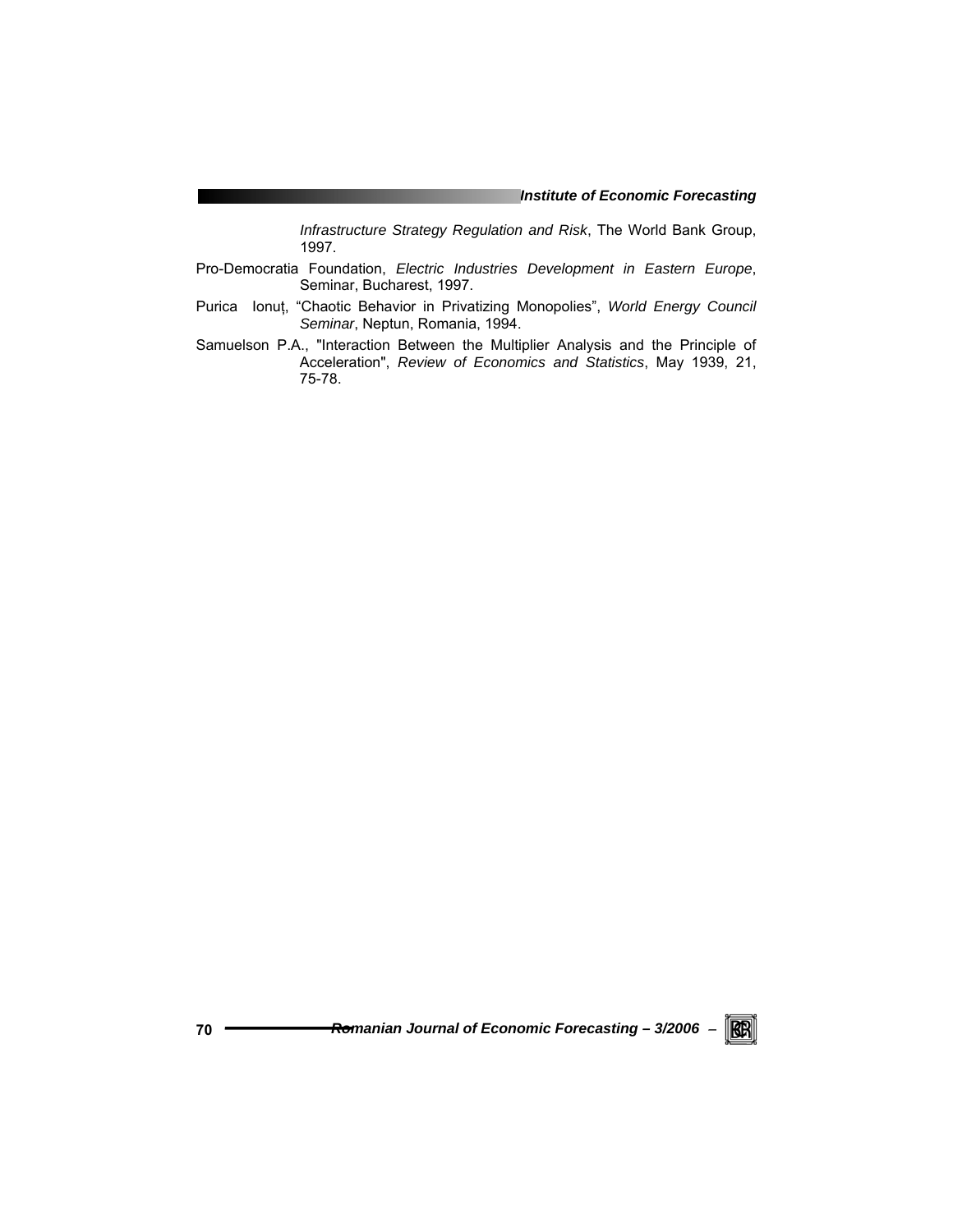*Infrastructure Strategy Regulation and Risk*, The World Bank Group, 1997.

Pro-Democratia Foundation, *Electric Industries Development in Eastern Europe*, Seminar, Bucharest, 1997.

Purica Ionuț, "Chaotic Behavior in Privatizing Monopolies", *World Energy Council Seminar*, Neptun, Romania, 1994.

Samuelson P.A., "Interaction Between the Multiplier Analysis and the Principle of Acceleration", *Review of Economics and Statistics*, May 1939, 21, 75-78.